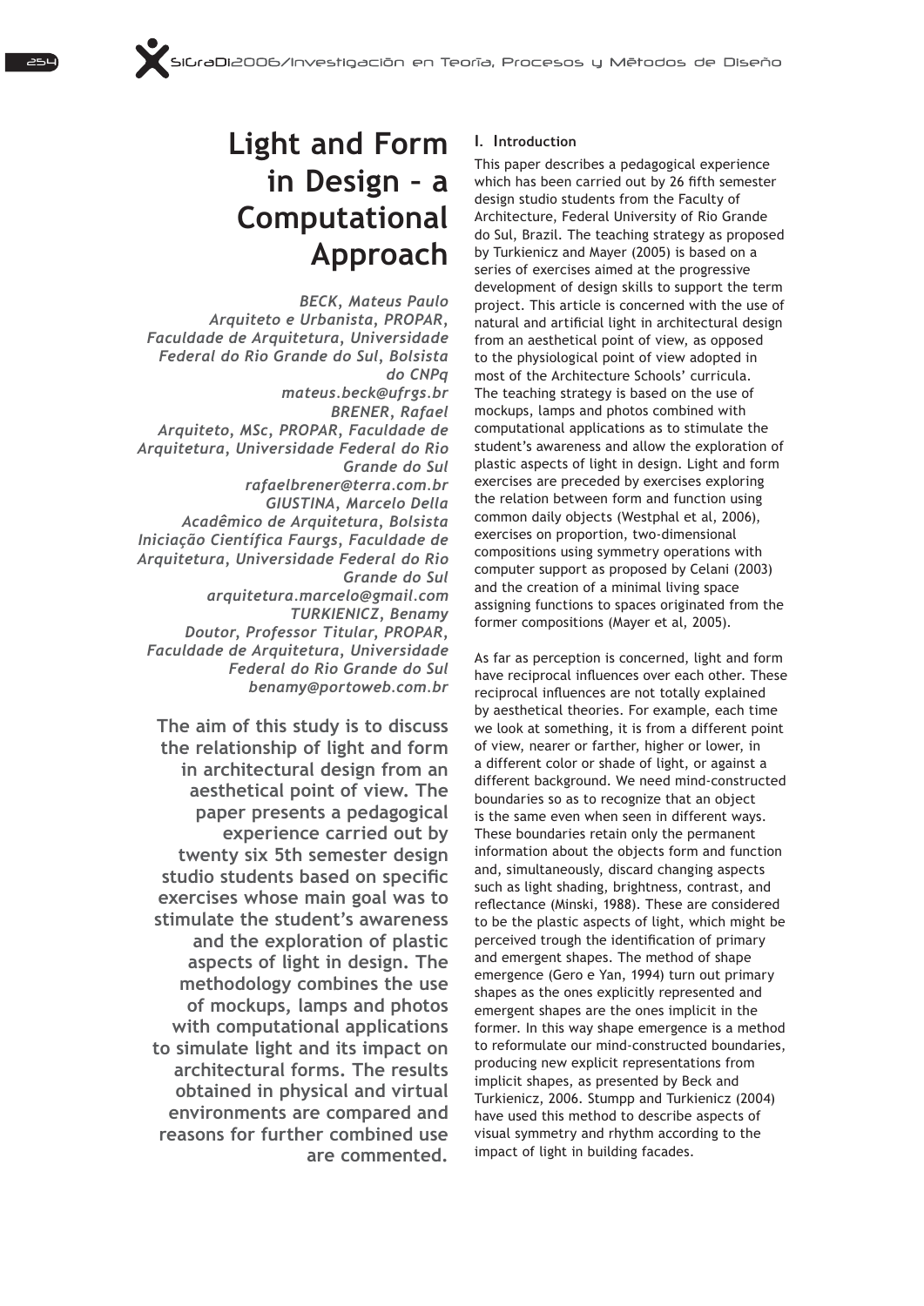# Light and Form in Design – a Computational Approach

*BECK, Mateus Paulo*
*Arquiteto e Urbanista, PROPAR, Faculdade de Arquitetura, Universidade Federal do Rio Grande do Sul, Bolsista do CNPq*
*mateus.beck@ufrgs.br*

*BRENER, Rafael*
*Arquiteto, MSc, PROPAR, Faculdade de Arquitetura, Universidade Federal do Rio Grande do Sul*
*rafaelbrener@terra.com.br*

*GIUSTINA, Marcelo Della*
*Acadêmico de Arquitetura, Bolsista Iniciação Científica Faurgs, Faculdade de Arquitetura, Universidade Federal do Rio Grande do Sul*
*arquitetura.marcelo@gmail.com*

*TURKIENICZ, Benamy*
*Doutor, Professor Titular, PROPAR, Faculdade de Arquitetura, Universidade Federal do Rio Grande do Sul*
*benamy@portoweb.com.br*

**The aim of this study is to discuss the relationship of light and form in architectural design from an aesthetical point of view. The paper presents a pedagogical experience carried out by twenty six 5th semester design studio students based on specific exercises whose main goal was to stimulate the student's awareness and the exploration of plastic aspects of light in design. The methodology combines the use of mockups, lamps and photos with computational applications to simulate light and its impact on architectural forms. The results obtained in physical and virtual environments are compared and reasons for further combined use are commented.**

## I. Introduction

This paper describes a pedagogical experience which has been carried out by 26 fifth semester design studio students from the Faculty of Architecture, Federal University of Rio Grande do Sul, Brazil. The teaching strategy as proposed by Turkienicz and Mayer (2005) is based on a series of exercises aimed at the progressive development of design skills to support the term project. This article is concerned with the use of natural and artificial light in architectural design from an aesthetical point of view, as opposed to the physiological point of view adopted in most of the Architecture Schools' curricula. The teaching strategy is based on the use of mockups, lamps and photos combined with computational applications as to stimulate the student's awareness and allow the exploration of plastic aspects of light in design. Light and form exercises are preceded by exercises exploring the relation between form and function using common daily objects (Westphal et al, 2006), exercises on proportion, two-dimensional compositions using symmetry operations with computer support as proposed by Celani (2003) and the creation of a minimal living space assigning functions to spaces originated from the former compositions (Mayer et al, 2005).

As far as perception is concerned, light and form have reciprocal influences over each other. These reciprocal influences are not totally explained by aesthetical theories. For example, each time we look at something, it is from a different point of view, nearer or farther, higher or lower, in a different color or shade of light, or against a different background. We need mind-constructed boundaries so as to recognize that an object is the same even when seen in different ways. These boundaries retain only the permanent information about the objects form and function and, simultaneously, discard changing aspects such as light shading, brightness, contrast, and reflectance (Minski, 1988). These are considered to be the plastic aspects of light, which might be perceived trough the identification of primary and emergent shapes. The method of shape emergence (Gero e Yan, 1994) turn out primary shapes as the ones explicitly represented and emergent shapes are the ones implicit in the former. In this way shape emergence is a method to reformulate our mind-constructed boundaries, producing new explicit representations from implicit shapes, as presented by Beck and Turkienicz, 2006. Stumpp and Turkienicz (2004) have used this method to describe aspects of visual symmetry and rhythm according to the impact of light in building facades.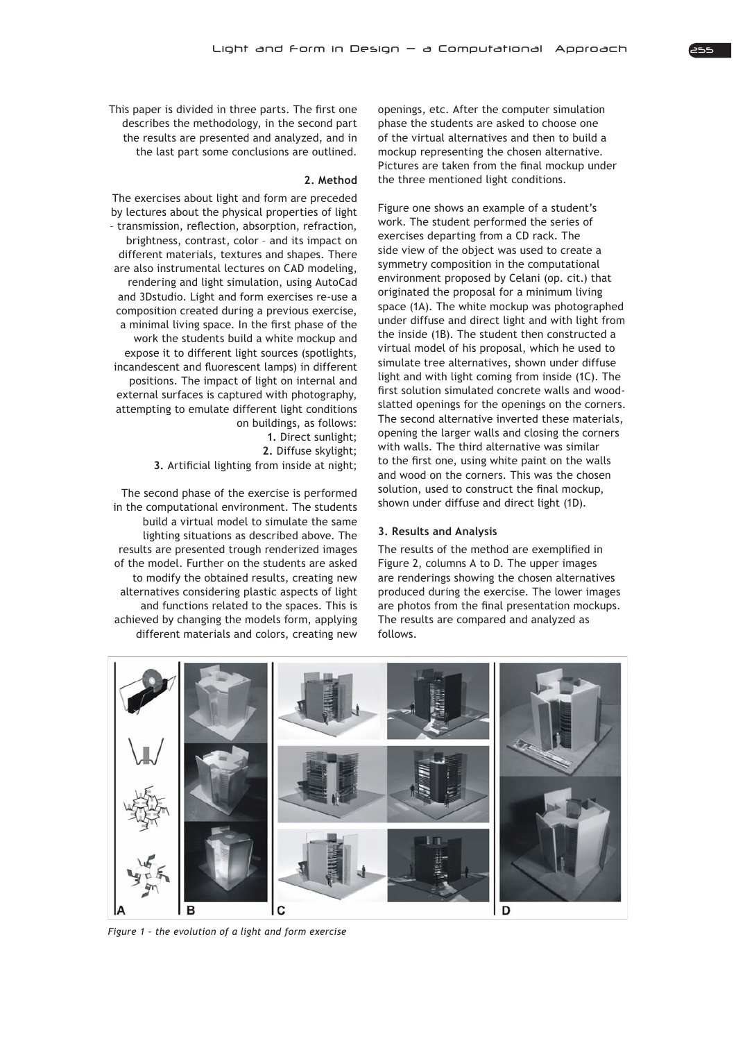This paper is divided in three parts. The first one describes the methodology, in the second part the results are presented and analyzed, and in the last part some conclusions are outlined.

## 2. Method

The exercises about light and form are preceded by lectures about the physical properties of light – transmission, reflection, absorption, refraction, brightness, contrast, color – and its impact on different materials, textures and shapes. There are also instrumental lectures on CAD modeling, rendering and light simulation, using AutoCad and 3Dstudio. Light and form exercises re-use a composition created during a previous exercise, a minimal living space. In the first phase of the work the students build a white mockup and expose it to different light sources (spotlights, incandescent and fluorescent lamps) in different positions. The impact of light on internal and external surfaces is captured with photography, attempting to emulate different light conditions on buildings, as follows:

**1.** Direct sunlight;
**2.** Diffuse skylight;
**3.** Artificial lighting from inside at night;

The second phase of the exercise is performed in the computational environment. The students build a virtual model to simulate the same lighting situations as described above. The results are presented trough renderized images of the model. Further on the students are asked to modify the obtained results, creating new alternatives considering plastic aspects of light and functions related to the spaces. This is achieved by changing the models form, applying different materials and colors, creating new openings, etc. After the computer simulation phase the students are asked to choose one of the virtual alternatives and then to build a mockup representing the chosen alternative. Pictures are taken from the final mockup under the three mentioned light conditions.

Figure one shows an example of a student's work. The student performed the series of exercises departing from a CD rack. The side view of the object was used to create a symmetry composition in the computational environment proposed by Celani (op. cit.) that originated the proposal for a minimum living space (1A). The white mockup was photographed under diffuse and direct light and with light from the inside (1B). The student then constructed a virtual model of his proposal, which he used to simulate tree alternatives, shown under diffuse light and with light coming from inside (1C). The first solution simulated concrete walls and wood-slatted openings for the openings on the corners. The second alternative inverted these materials, opening the larger walls and closing the corners with walls. The third alternative was similar to the first one, using white paint on the walls and wood on the corners. This was the chosen solution, used to construct the final mockup, shown under diffuse and direct light (1D).

## 3. Results and Analysis

The results of the method are exemplified in Figure 2, columns A to D. The upper images are renderings showing the chosen alternatives produced during the exercise. The lower images are photos from the final presentation mockups. The results are compared and analyzed as follows.

*Figure 1 – the evolution of a light and form exercise*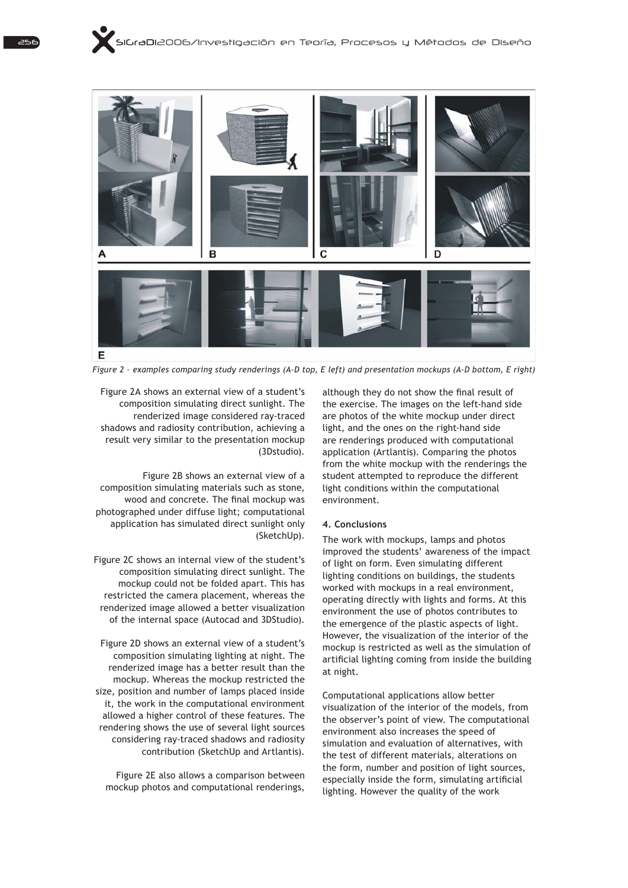*Figure 2 – examples comparing study renderings (A-D top, E left) and presentation mockups (A-D bottom, E right)*

Figure 2A shows an external view of a student's composition simulating direct sunlight. The renderized image considered ray-traced shadows and radiosity contribution, achieving a result very similar to the presentation mockup (3Dstudio).

Figure 2B shows an external view of a composition simulating materials such as stone, wood and concrete. The final mockup was photographed under diffuse light; computational application has simulated direct sunlight only (SketchUp).

Figure 2C shows an internal view of the student's composition simulating direct sunlight. The mockup could not be folded apart. This has restricted the camera placement, whereas the renderized image allowed a better visualization of the internal space (Autocad and 3DStudio).

Figure 2D shows an external view of a student's composition simulating lighting at night. The renderized image has a better result than the mockup. Whereas the mockup restricted the size, position and number of lamps placed inside it, the work in the computational environment allowed a higher control of these features. The rendering shows the use of several light sources considering ray-traced shadows and radiosity contribution (SketchUp and Artlantis).

Figure 2E also allows a comparison between mockup photos and computational renderings, although they do not show the final result of the exercise. The images on the left-hand side are photos of the white mockup under direct light, and the ones on the right-hand side are renderings produced with computational application (Artlantis). Comparing the photos from the white mockup with the renderings the student attempted to reproduce the different light conditions within the computational environment.

#### 4. Conclusions

The work with mockups, lamps and photos improved the students' awareness of the impact of light on form. Even simulating different lighting conditions on buildings, the students worked with mockups in a real environment, operating directly with lights and forms. At this environment the use of photos contributes to the emergence of the plastic aspects of light. However, the visualization of the interior of the mockup is restricted as well as the simulation of artificial lighting coming from inside the building at night.

Computational applications allow better visualization of the interior of the models, from the observer's point of view. The computational environment also increases the speed of simulation and evaluation of alternatives, with the test of different materials, alterations on the form, number and position of light sources, especially inside the form, simulating artificial lighting. However the quality of the work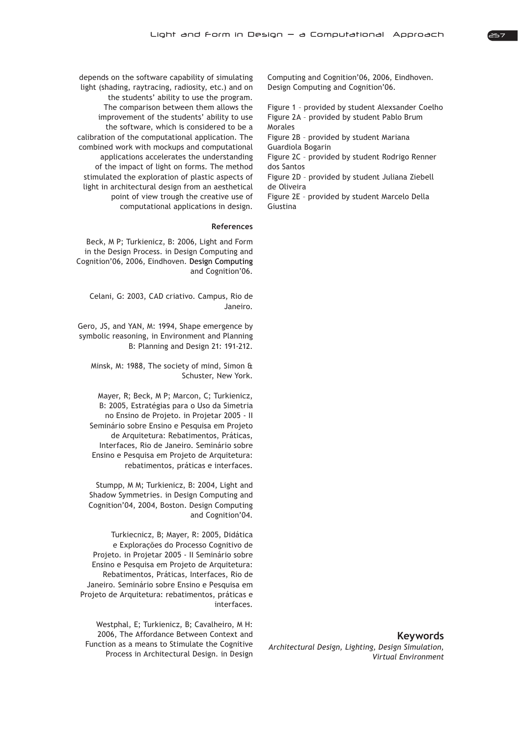depends on the software capability of simulating light (shading, raytracing, radiosity, etc.) and on the students' ability to use the program. The comparison between them allows the improvement of the students' ability to use the software, which is considered to be a calibration of the computational application. The combined work with mockups and computational applications accelerates the understanding of the impact of light on forms. The method stimulated the exploration of plastic aspects of light in architectural design from an aesthetical point of view trough the creative use of computational applications in design.

### References

Beck, M P; Turkienicz, B: 2006, Light and Form in the Design Process. in Design Computing and Cognition'06, 2006, Eindhoven. Design Computing and Cognition'06.

Celani, G: 2003, CAD criativo. Campus, Rio de Janeiro.

Gero, JS, and YAN, M: 1994, Shape emergence by symbolic reasoning, in Environment and Planning B: Planning and Design 21: 191-212.

Minsk, M: 1988, The society of mind, Simon & Schuster, New York.

Mayer, R; Beck, M P; Marcon, C; Turkienicz, B: 2005, Estratégias para o Uso da Simetria no Ensino de Projeto. in Projetar 2005 - II Seminário sobre Ensino e Pesquisa em Projeto de Arquitetura: Rebatimentos, Práticas, Interfaces, Rio de Janeiro. Seminário sobre Ensino e Pesquisa em Projeto de Arquitetura: rebatimentos, práticas e interfaces.

Stumpp, M M; Turkienicz, B: 2004, Light and Shadow Symmetries. in Design Computing and Cognition'04, 2004, Boston. Design Computing and Cognition'04.

Turkiecnicz, B; Mayer, R: 2005, Didática e Explorações do Processo Cognitivo de Projeto. in Projetar 2005 - II Seminário sobre Ensino e Pesquisa em Projeto de Arquitetura: Rebatimentos, Práticas, Interfaces, Rio de Janeiro. Seminário sobre Ensino e Pesquisa em Projeto de Arquitetura: rebatimentos, práticas e interfaces.

Westphal, E; Turkienicz, B; Cavalheiro, M H: 2006, The Affordance Between Context and Function as a means to Stimulate the Cognitive Process in Architectural Design. in Design Computing and Cognition'06, 2006, Eindhoven. Design Computing and Cognition'06.

Figure 1 – provided by student Alexsander Coelho
Figure 2A – provided by student Pablo Brum Morales
Figure 2B – provided by student Mariana Guardiola Bogarin
Figure 2C – provided by student Rodrigo Renner dos Santos
Figure 2D – provided by student Juliana Ziebell de Oliveira
Figure 2E – provided by student Marcelo Della Giustina

### Keywords

*Architectural Design, Lighting, Design Simulation, Virtual Environment*